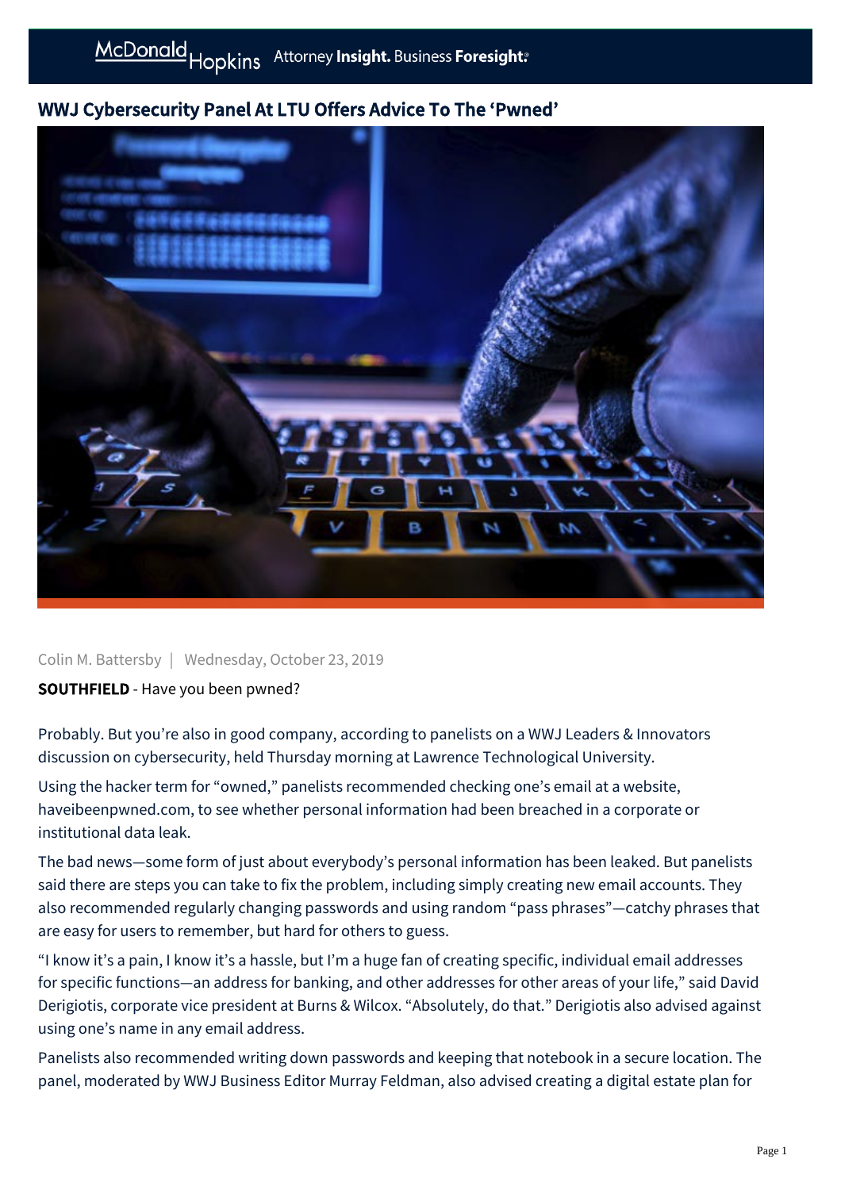# WWJ Cybersecurity Panel At LTU Offers Advice To The 'Pwned'

Colin M. Battersby | Wednesday, October 23, 2019

**SOUTHFIELD** - Have you been pwned?

Probably. But you're also in good company, according to panelists on a WWJ Leaders & Innovators discussion on cybersecurity, held Thursday morning at Lawrence Technological University.

Using the hacker term for "owned," panelists recommended checking one's email at a website, haveibeenpwned.com, to see whether personal information had been breached in a corporate or institutional data leak.

The bad news—some form of just about everybody's personal information has been leaked. But panelists said there are steps you can take to fix the problem, including simply creating new email accounts. They also recommended regularly changing passwords and using random "pass phrases"—catchy phrases that are easy for users to remember, but hard for others to guess.

"I know it's a pain, I know it's a hassle, but I'm a huge fan of creating specific, individual email addresses for specific functions—an address for banking, and other addresses for other areas of your life," said David Derigiotis, corporate vice president at Burns & Wilcox. "Absolutely, do that." Derigiotis also advised against using one's name in any email address.

Panelists also recommended writing down passwords and keeping that notebook in a secure location. The panel, moderated by WWJ Business Editor Murray Feldman, also advised creating a digital estate plan for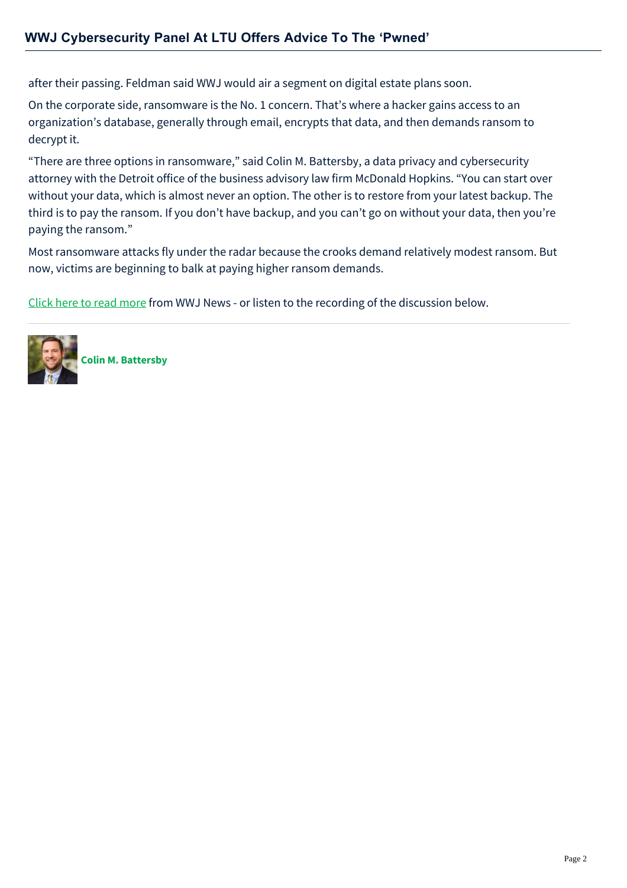after their passing. Feldman said WWJ would air a segment on digital estate plans soon.

On the corporate side, ransomware is the No. 1 concern. That's where a hacker gains access to an organization's database, generally through email, encrypts that data, and then demands ransom to decrypt it.

"There are three options in ransomware," said Colin M. Battersby, a data privacy and cybersecurity attorney with the Detroit office of the business advisory law firm McDonald Hopkins. "You can start over without your data, which is almost never an option. The other is to restore from your latest backup. The third is to pay the ransom. If you don't have backup, and you can't go on without your data, then you're paying the ransom."

Most ransomware attacks fly under the radar because the crooks demand relatively modest ransom. But now, victims are beginning to balk at paying higher ransom demands.

Click here to read more from WWJ News - or listen to the recording of the discussion below.

---

**Colin M. Battersby**